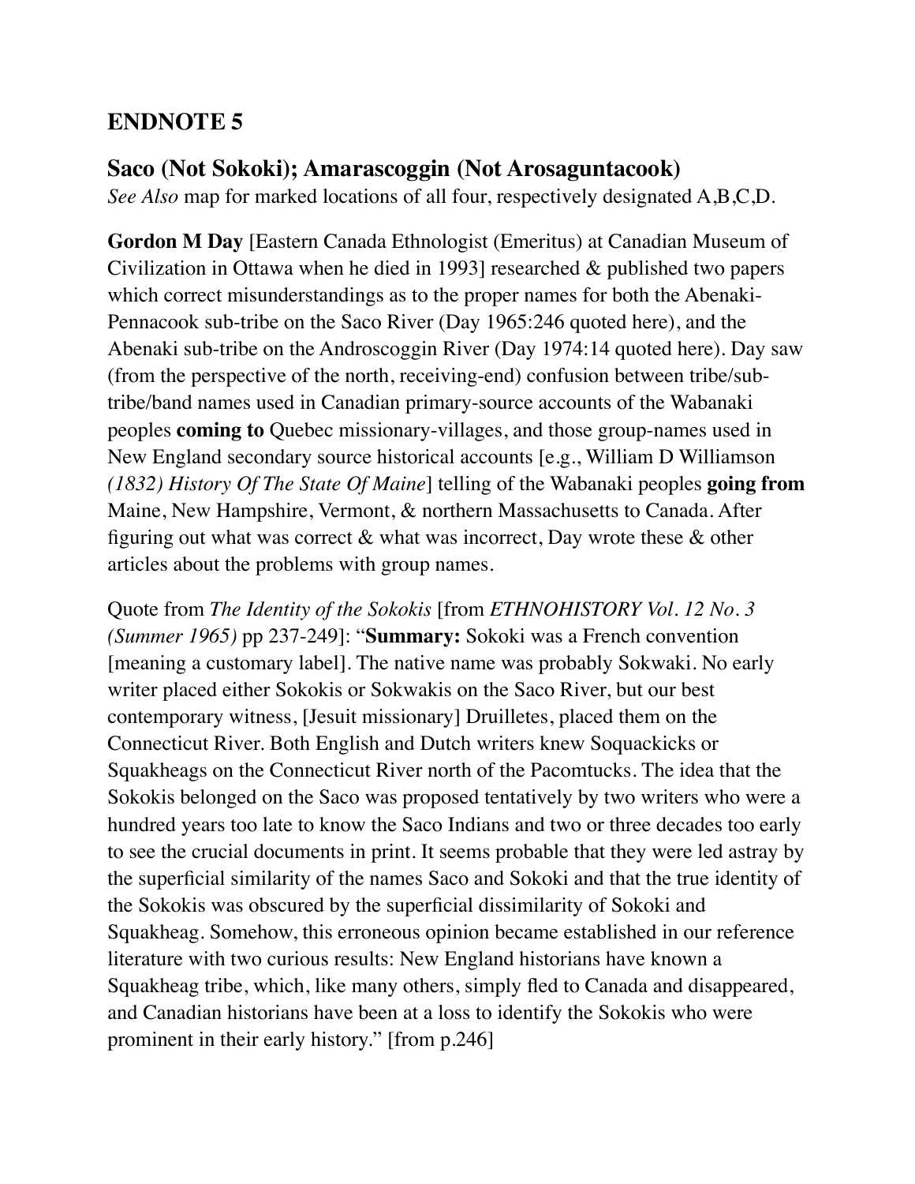# ENDNOTE 5

## Saco (Not Sokoki); Amarascoggin (Not Arosaguntacook)

*See Also* map for marked locations of all four, respectively designated A,B,C,D.

**Gordon M Day** [Eastern Canada Ethnologist (Emeritus) at Canadian Museum of Civilization in Ottawa when he died in 1993] researched & published two papers which correct misunderstandings as to the proper names for both the Abenaki-Pennacook sub-tribe on the Saco River (Day 1965:246 quoted here), and the Abenaki sub-tribe on the Androscoggin River (Day 1974:14 quoted here). Day saw (from the perspective of the north, receiving-end) confusion between tribe/sub-tribe/band names used in Canadian primary-source accounts of the Wabanaki peoples **coming to** Quebec missionary-villages, and those group-names used in New England secondary source historical accounts [e.g., William D Williamson *(1832) History Of The State Of Maine*] telling of the Wabanaki peoples **going from** Maine, New Hampshire, Vermont, & northern Massachusetts to Canada. After figuring out what was correct & what was incorrect, Day wrote these & other articles about the problems with group names.

Quote from *The Identity of the Sokokis* [from *ETHNOHISTORY Vol. 12 No. 3 (Summer 1965)* pp 237-249]: "**Summary:** Sokoki was a French convention [meaning a customary label]. The native name was probably Sokwaki. No early writer placed either Sokokis or Sokwakis on the Saco River, but our best contemporary witness, [Jesuit missionary] Druilletes, placed them on the Connecticut River. Both English and Dutch writers knew Soquackicks or Squakheags on the Connecticut River north of the Pacomtucks. The idea that the Sokokis belonged on the Saco was proposed tentatively by two writers who were a hundred years too late to know the Saco Indians and two or three decades too early to see the crucial documents in print. It seems probable that they were led astray by the superficial similarity of the names Saco and Sokoki and that the true identity of the Sokokis was obscured by the superficial dissimilarity of Sokoki and Squakheag. Somehow, this erroneous opinion became established in our reference literature with two curious results: New England historians have known a Squakheag tribe, which, like many others, simply fled to Canada and disappeared, and Canadian historians have been at a loss to identify the Sokokis who were prominent in their early history." [from p.246]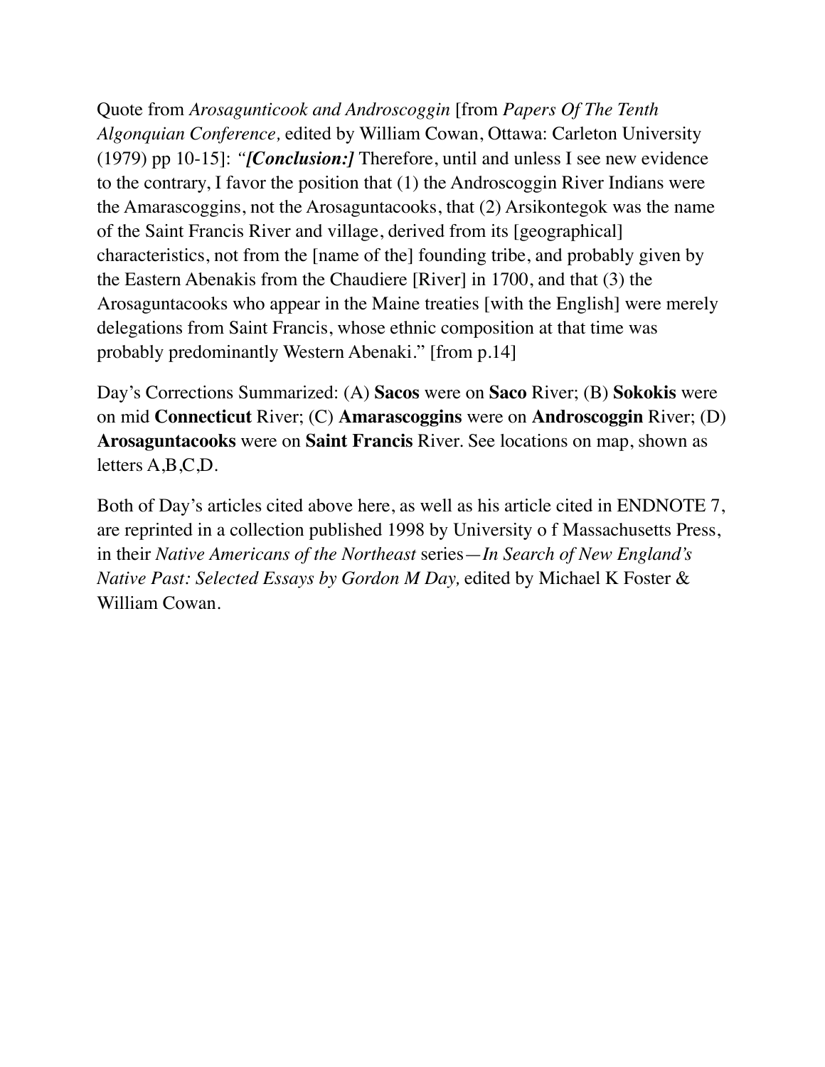Quote from *Arosagunticook and Androscoggin* [from *Papers Of The Tenth Algonquian Conference,* edited by William Cowan, Ottawa: Carleton University (1979) pp 10-15]: *"**[Conclusion:]*** Therefore, until and unless I see new evidence to the contrary, I favor the position that (1) the Androscoggin River Indians were the Amarascoggins, not the Arosaguntacooks, that (2) Arsikontegok was the name of the Saint Francis River and village, derived from its [geographical] characteristics, not from the [name of the] founding tribe, and probably given by the Eastern Abenakis from the Chaudiere [River] in 1700, and that (3) the Arosaguntacooks who appear in the Maine treaties [with the English] were merely delegations from Saint Francis, whose ethnic composition at that time was probably predominantly Western Abenaki." [from p.14]

Day's Corrections Summarized: (A) **Sacos** were on **Saco** River; (B) **Sokokis** were on mid **Connecticut** River; (C) **Amarascoggins** were on **Androscoggin** River; (D) **Arosaguntacooks** were on **Saint Francis** River. See locations on map, shown as letters A,B,C,D.

Both of Day's articles cited above here, as well as his article cited in ENDNOTE 7, are reprinted in a collection published 1998 by University o f Massachusetts Press, in their *Native Americans of the Northeast* series—*In Search of New England's Native Past: Selected Essays by Gordon M Day,* edited by Michael K Foster & William Cowan.